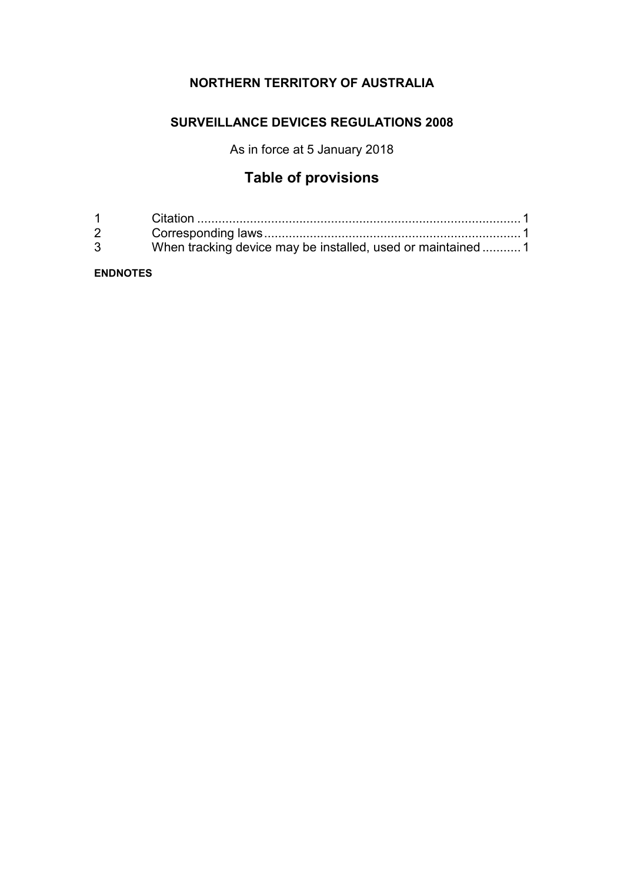**NORTHERN TERRITORY OF AUSTRALIA**

**SURVEILLANCE DEVICES REGULATIONS 2008**

As in force at 5 January 2018

# Table of provisions

| | | |
|---|---|---|
| 1 | Citation | 1 |
| 2 | Corresponding laws | 1 |
| 3 | When tracking device may be installed, used or maintained | 1 |

**ENDNOTES**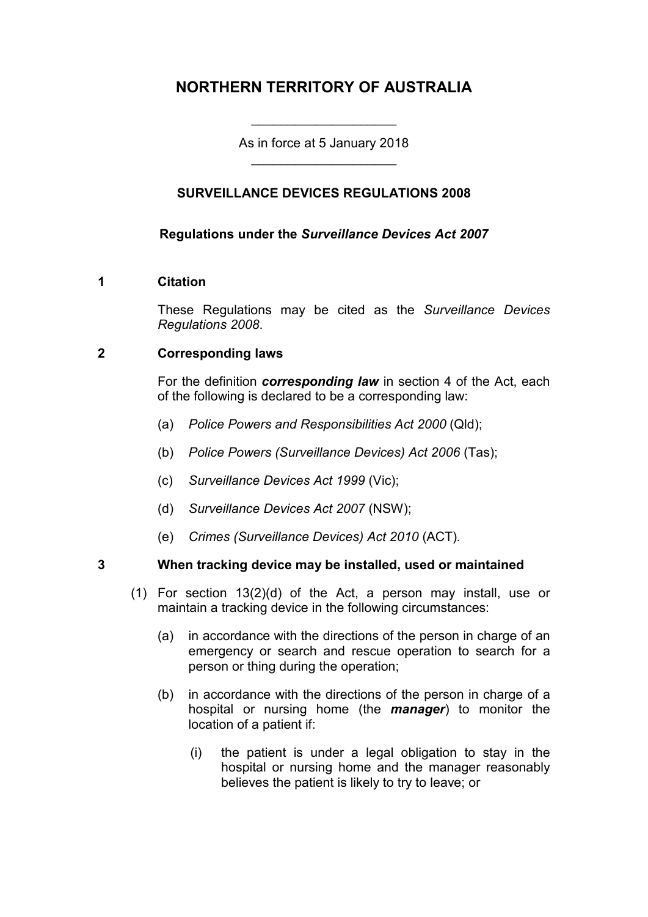# NORTHERN TERRITORY OF AUSTRALIA

As in force at 5 January 2018

## SURVEILLANCE DEVICES REGULATIONS 2008

**Regulations under the *Surveillance Devices Act 2007***

### 1 Citation

These Regulations may be cited as the *Surveillance Devices Regulations 2008*.

### 2 Corresponding laws

For the definition ***corresponding law*** in section 4 of the Act, each of the following is declared to be a corresponding law:

(a) *Police Powers and Responsibilities Act 2000* (Qld);

(b) *Police Powers (Surveillance Devices) Act 2006* (Tas);

(c) *Surveillance Devices Act 1999* (Vic);

(d) *Surveillance Devices Act 2007* (NSW);

(e) *Crimes (Surveillance Devices) Act 2010* (ACT).

### 3 When tracking device may be installed, used or maintained

(1) For section 13(2)(d) of the Act, a person may install, use or maintain a tracking device in the following circumstances:

(a) in accordance with the directions of the person in charge of an emergency or search and rescue operation to search for a person or thing during the operation;

(b) in accordance with the directions of the person in charge of a hospital or nursing home (the ***manager***) to monitor the location of a patient if:

(i) the patient is under a legal obligation to stay in the hospital or nursing home and the manager reasonably believes the patient is likely to try to leave; or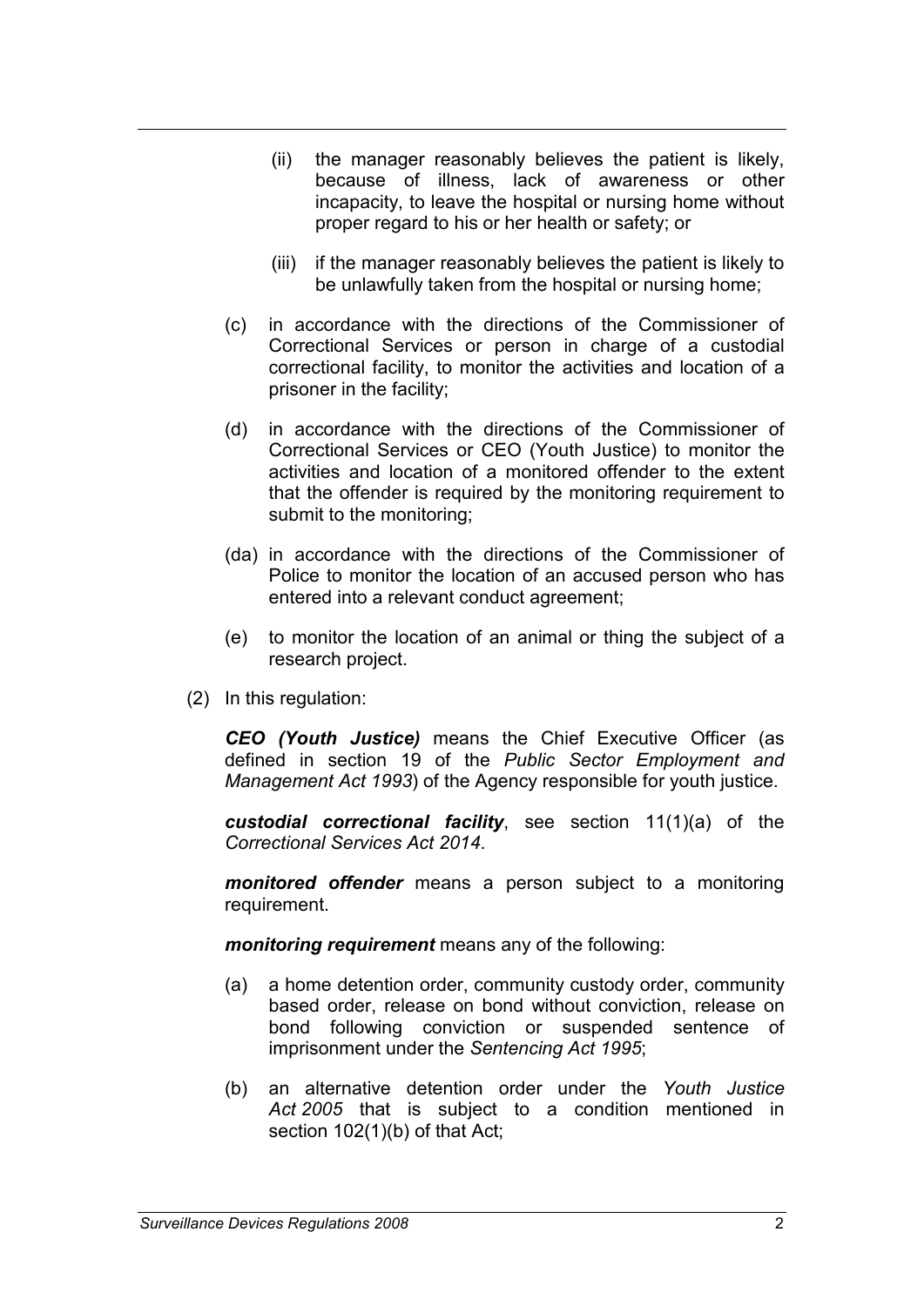(ii) the manager reasonably believes the patient is likely, because of illness, lack of awareness or other incapacity, to leave the hospital or nursing home without proper regard to his or her health or safety; or

(iii) if the manager reasonably believes the patient is likely to be unlawfully taken from the hospital or nursing home;

(c) in accordance with the directions of the Commissioner of Correctional Services or person in charge of a custodial correctional facility, to monitor the activities and location of a prisoner in the facility;

(d) in accordance with the directions of the Commissioner of Correctional Services or CEO (Youth Justice) to monitor the activities and location of a monitored offender to the extent that the offender is required by the monitoring requirement to submit to the monitoring;

(da) in accordance with the directions of the Commissioner of Police to monitor the location of an accused person who has entered into a relevant conduct agreement;

(e) to monitor the location of an animal or thing the subject of a research project.

(2) In this regulation:

***CEO (Youth Justice)*** means the Chief Executive Officer (as defined in section 19 of the *Public Sector Employment and Management Act 1993*) of the Agency responsible for youth justice.

***custodial correctional facility***, see section 11(1)(a) of the *Correctional Services Act 2014*.

***monitored offender*** means a person subject to a monitoring requirement.

***monitoring requirement*** means any of the following:

(a) a home detention order, community custody order, community based order, release on bond without conviction, release on bond following conviction or suspended sentence of imprisonment under the *Sentencing Act 1995*;

(b) an alternative detention order under the *Youth Justice Act 2005* that is subject to a condition mentioned in section 102(1)(b) of that Act;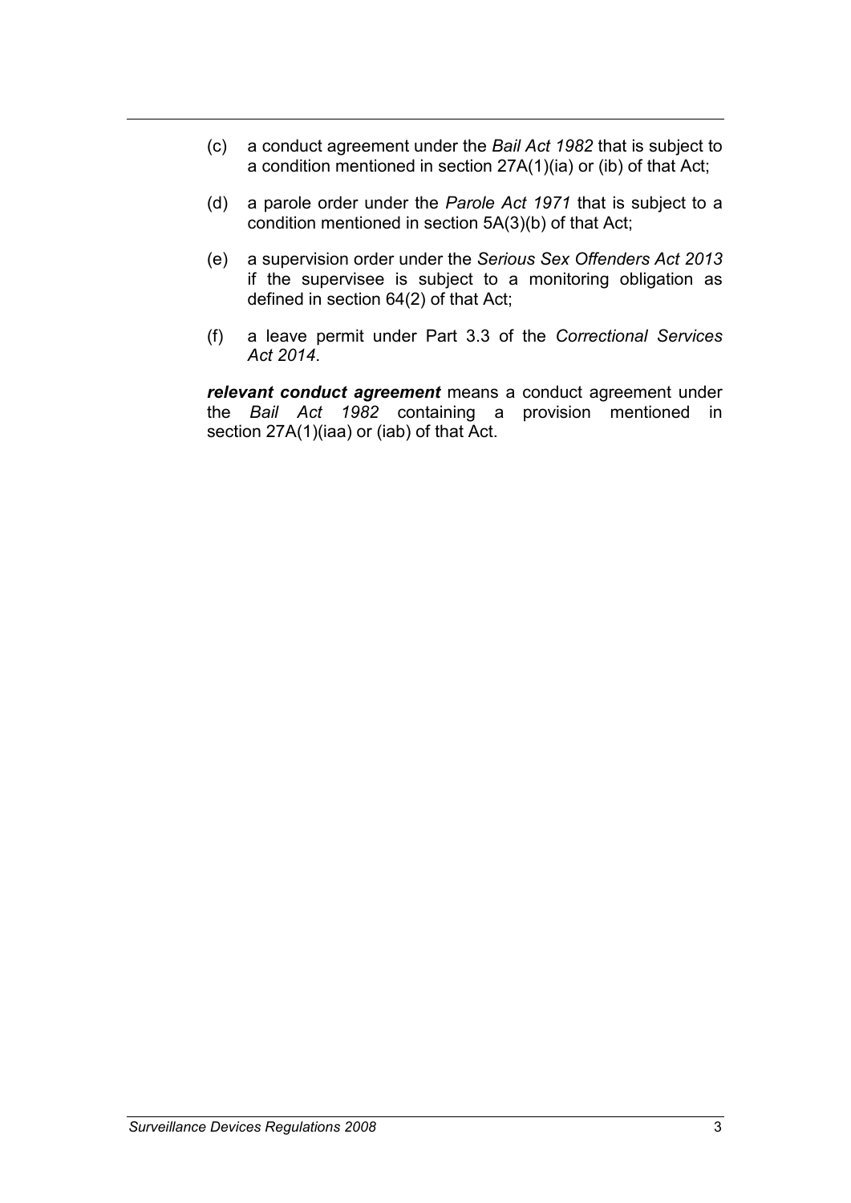(c) a conduct agreement under the *Bail Act 1982* that is subject to a condition mentioned in section 27A(1)(ia) or (ib) of that Act;

(d) a parole order under the *Parole Act 1971* that is subject to a condition mentioned in section 5A(3)(b) of that Act;

(e) a supervision order under the *Serious Sex Offenders Act 2013* if the supervisee is subject to a monitoring obligation as defined in section 64(2) of that Act;

(f) a leave permit under Part 3.3 of the *Correctional Services Act 2014*.

***relevant conduct agreement*** means a conduct agreement under the *Bail Act 1982* containing a provision mentioned in section 27A(1)(iaa) or (iab) of that Act.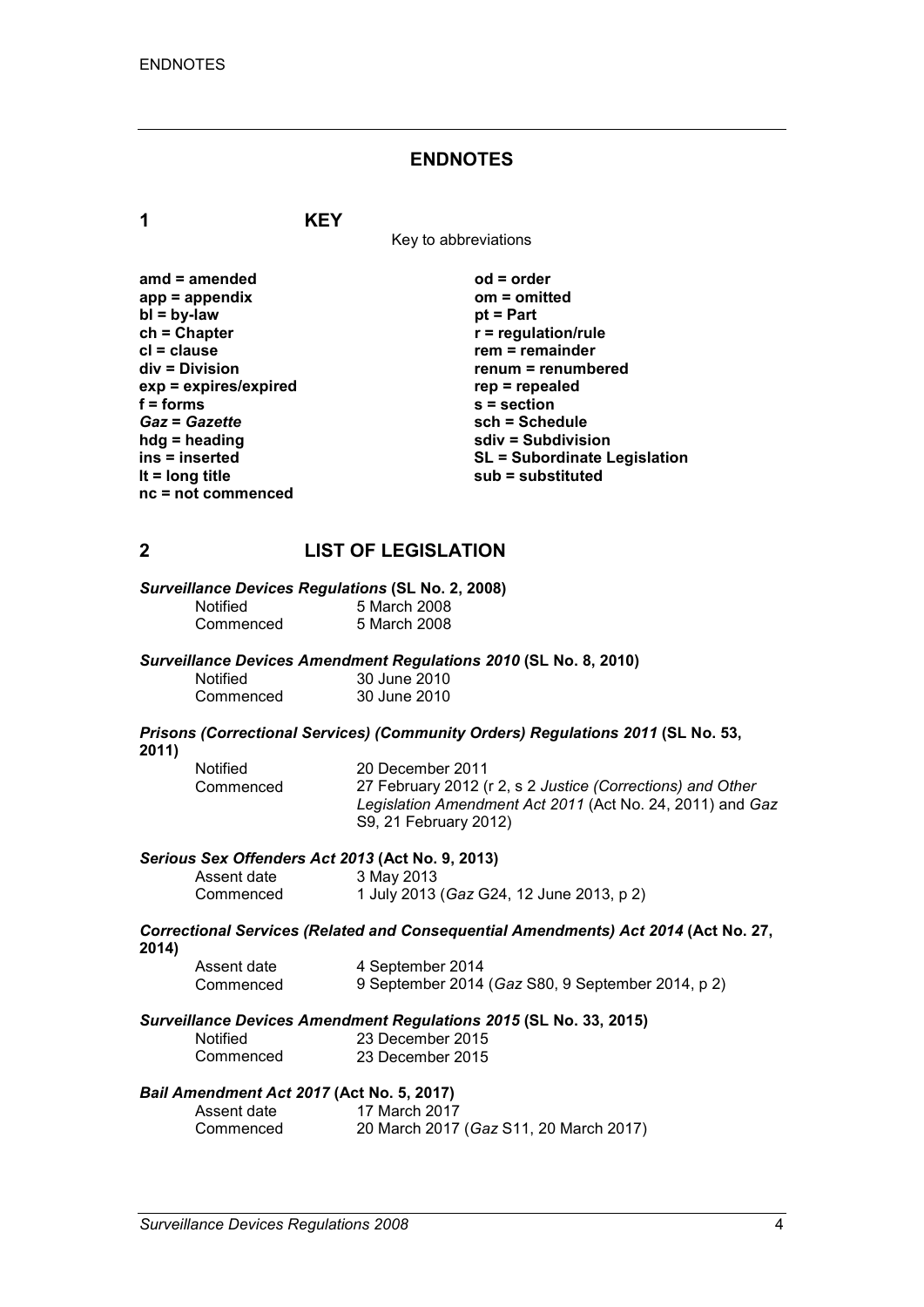## ENDNOTES

### 1 KEY

Key to abbreviations

**amd = amended**
**app = appendix**
**bl = by-law**
**ch = Chapter**
**cl = clause**
**div = Division**
**exp = expires/expired**
**f = forms**
***Gaz* = *Gazette***
**hdg = heading**
**ins = inserted**
**lt = long title**
**nc = not commenced**
**od = order**
**om = omitted**
**pt = Part**
**r = regulation/rule**
**rem = remainder**
**renum = renumbered**
**rep = repealed**
**s = section**
**sch = Schedule**
**sdiv = Subdivision**
**SL = Subordinate Legislation**
**sub = substituted**

### 2 LIST OF LEGISLATION

***Surveillance Devices Regulations* (SL No. 2, 2008)**

Notified 5 March 2008
Commenced 5 March 2008

***Surveillance Devices Amendment Regulations 2010* (SL No. 8, 2010)**

Notified 30 June 2010
Commenced 30 June 2010

***Prisons (Correctional Services) (Community Orders) Regulations 2011* (SL No. 53, 2011)**

Notified 20 December 2011
Commenced 27 February 2012 (r 2, s 2 *Justice (Corrections) and Other Legislation Amendment Act 2011* (Act No. 24, 2011) and *Gaz* S9, 21 February 2012)

***Serious Sex Offenders Act 2013* (Act No. 9, 2013)**

Assent date 3 May 2013
Commenced 1 July 2013 (*Gaz* G24, 12 June 2013, p 2)

***Correctional Services (Related and Consequential Amendments) Act 2014* (Act No. 27, 2014)**

Assent date 4 September 2014
Commenced 9 September 2014 (*Gaz* S80, 9 September 2014, p 2)

***Surveillance Devices Amendment Regulations 2015* (SL No. 33, 2015)**

Notified 23 December 2015
Commenced 23 December 2015

***Bail Amendment Act 2017* (Act No. 5, 2017)**

Assent date 17 March 2017
Commenced 20 March 2017 (*Gaz* S11, 20 March 2017)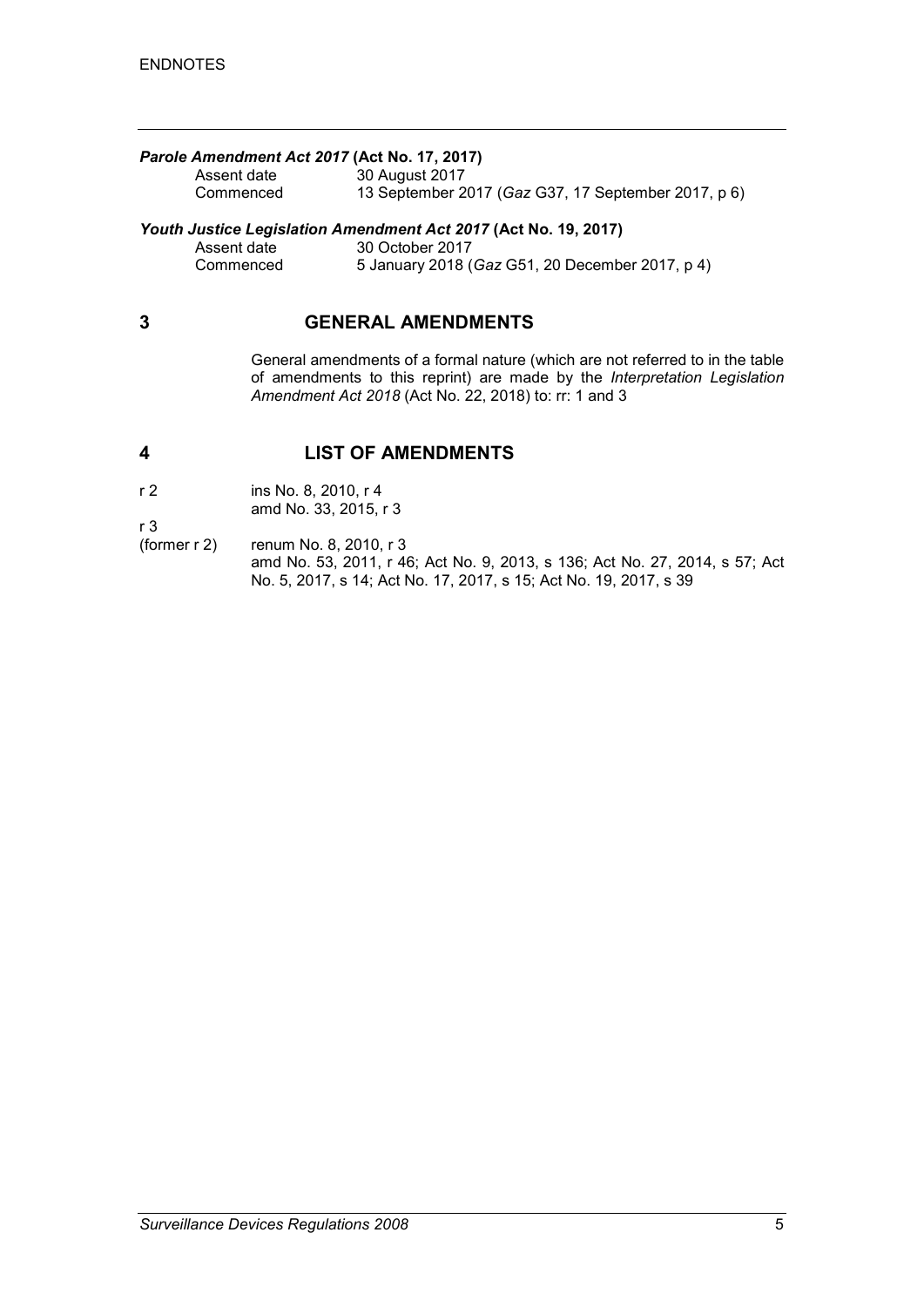***Parole Amendment Act 2017* (Act No. 17, 2017)**

| | |
|---|---|
| Assent date | 30 August 2017 |
| Commenced | 13 September 2017 (*Gaz* G37, 17 September 2017, p 6) |

***Youth Justice Legislation Amendment Act 2017* (Act No. 19, 2017)**

| | |
|---|---|
| Assent date | 30 October 2017 |
| Commenced | 5 January 2018 (*Gaz* G51, 20 December 2017, p 4) |

## 3 GENERAL AMENDMENTS

General amendments of a formal nature (which are not referred to in the table of amendments to this reprint) are made by the *Interpretation Legislation Amendment Act 2018* (Act No. 22, 2018) to: rr: 1 and 3

## 4 LIST OF AMENDMENTS

| | |
|---|---|
| r 2 | ins No. 8, 2010, r 4<br>amd No. 33, 2015, r 3 |
| r 3<br>(former r 2) | renum No. 8, 2010, r 3<br>amd No. 53, 2011, r 46; Act No. 9, 2013, s 136; Act No. 27, 2014, s 57; Act No. 5, 2017, s 14; Act No. 17, 2017, s 15; Act No. 19, 2017, s 39 |